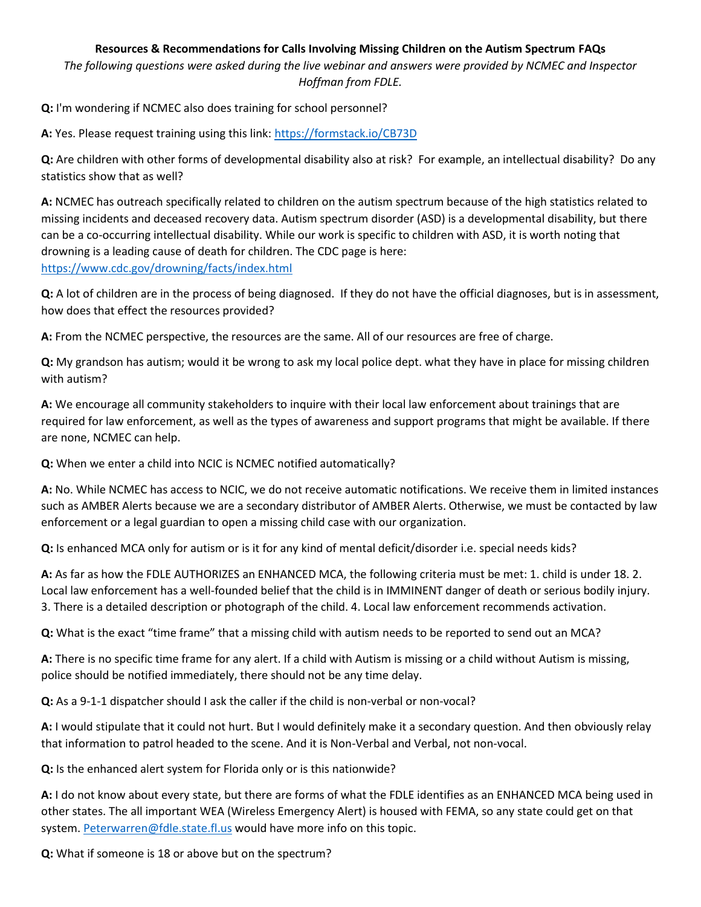**Resources & Recommendations for Calls Involving Missing Children on the Autism Spectrum FAQs**

*The following questions were asked during the live webinar and answers were provided by NCMEC and Inspector Hoffman from FDLE.*

**Q:** I'm wondering if NCMEC also does training for school personnel?

**A:** Yes. Please request training using this link: https://formstack.io/CB73D

**Q:** Are children with other forms of developmental disability also at risk? For example, an intellectual disability? Do any statistics show that as well?

**A:** NCMEC has outreach specifically related to children on the autism spectrum because of the high statistics related to missing incidents and deceased recovery data. Autism spectrum disorder (ASD) is a developmental disability, but there can be a co-occurring intellectual disability. While our work is specific to children with ASD, it is worth noting that drowning is a leading cause of death for children. The CDC page is here: https://www.cdc.gov/drowning/facts/index.html

**Q:** A lot of children are in the process of being diagnosed. If they do not have the official diagnoses, but is in assessment, how does that effect the resources provided?

**A:** From the NCMEC perspective, the resources are the same. All of our resources are free of charge.

**Q:** My grandson has autism; would it be wrong to ask my local police dept. what they have in place for missing children with autism?

**A:** We encourage all community stakeholders to inquire with their local law enforcement about trainings that are required for law enforcement, as well as the types of awareness and support programs that might be available. If there are none, NCMEC can help.

**Q:** When we enter a child into NCIC is NCMEC notified automatically?

**A:** No. While NCMEC has access to NCIC, we do not receive automatic notifications. We receive them in limited instances such as AMBER Alerts because we are a secondary distributor of AMBER Alerts. Otherwise, we must be contacted by law enforcement or a legal guardian to open a missing child case with our organization.

**Q:** Is enhanced MCA only for autism or is it for any kind of mental deficit/disorder i.e. special needs kids?

**A:** As far as how the FDLE AUTHORIZES an ENHANCED MCA, the following criteria must be met: 1. child is under 18. 2. Local law enforcement has a well-founded belief that the child is in IMMINENT danger of death or serious bodily injury. 3. There is a detailed description or photograph of the child. 4. Local law enforcement recommends activation.

**Q:** What is the exact "time frame" that a missing child with autism needs to be reported to send out an MCA?

**A:** There is no specific time frame for any alert. If a child with Autism is missing or a child without Autism is missing, police should be notified immediately, there should not be any time delay.

**Q:** As a 9-1-1 dispatcher should I ask the caller if the child is non-verbal or non-vocal?

**A:** I would stipulate that it could not hurt. But I would definitely make it a secondary question. And then obviously relay that information to patrol headed to the scene. And it is Non-Verbal and Verbal, not non-vocal.

**Q:** Is the enhanced alert system for Florida only or is this nationwide?

**A:** I do not know about every state, but there are forms of what the FDLE identifies as an ENHANCED MCA being used in other states. The all important WEA (Wireless Emergency Alert) is housed with FEMA, so any state could get on that system. Peterwarren@fdle.state.fl.us would have more info on this topic.

**Q:** What if someone is 18 or above but on the spectrum?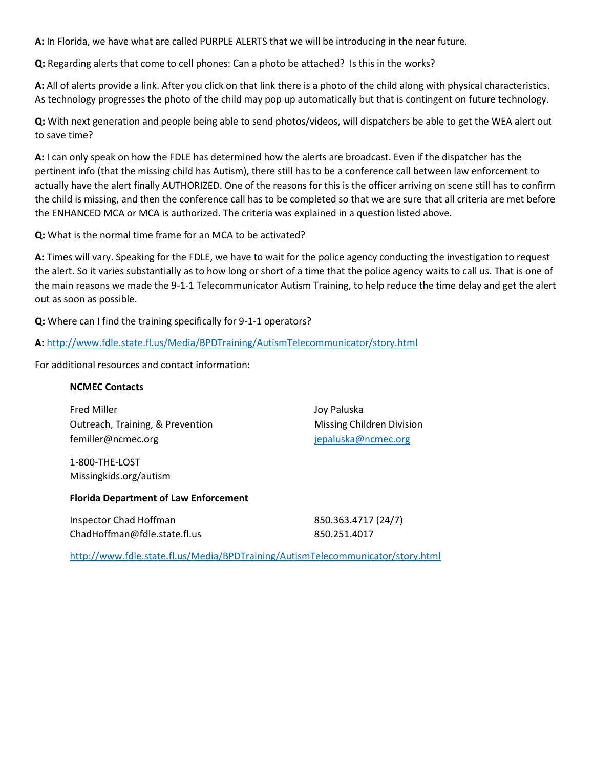**A:** In Florida, we have what are called PURPLE ALERTS that we will be introducing in the near future.

**Q:** Regarding alerts that come to cell phones: Can a photo be attached? Is this in the works?

**A:** All of alerts provide a link. After you click on that link there is a photo of the child along with physical characteristics. As technology progresses the photo of the child may pop up automatically but that is contingent on future technology.

**Q:** With next generation and people being able to send photos/videos, will dispatchers be able to get the WEA alert out to save time?

**A:** I can only speak on how the FDLE has determined how the alerts are broadcast. Even if the dispatcher has the pertinent info (that the missing child has Autism), there still has to be a conference call between law enforcement to actually have the alert finally AUTHORIZED. One of the reasons for this is the officer arriving on scene still has to confirm the child is missing, and then the conference call has to be completed so that we are sure that all criteria are met before the ENHANCED MCA or MCA is authorized. The criteria was explained in a question listed above.

**Q:** What is the normal time frame for an MCA to be activated?

**A:** Times will vary. Speaking for the FDLE, we have to wait for the police agency conducting the investigation to request the alert. So it varies substantially as to how long or short of a time that the police agency waits to call us. That is one of the main reasons we made the 9-1-1 Telecommunicator Autism Training, to help reduce the time delay and get the alert out as soon as possible.

**Q:** Where can I find the training specifically for 9-1-1 operators?

**A:** http://www.fdle.state.fl.us/Media/BPDTraining/AutismTelecommunicator/story.html

For additional resources and contact information:

**NCMEC Contacts**

Fred Miller
Outreach, Training, & Prevention
femiller@ncmec.org

Joy Paluska
Missing Children Division
jepaluska@ncmec.org

1-800-THE-LOST
Missingkids.org/autism

**Florida Department of Law Enforcement**

Inspector Chad Hoffman
ChadHoffman@fdle.state.fl.us

850.363.4717 (24/7)
850.251.4017

http://www.fdle.state.fl.us/Media/BPDTraining/AutismTelecommunicator/story.html